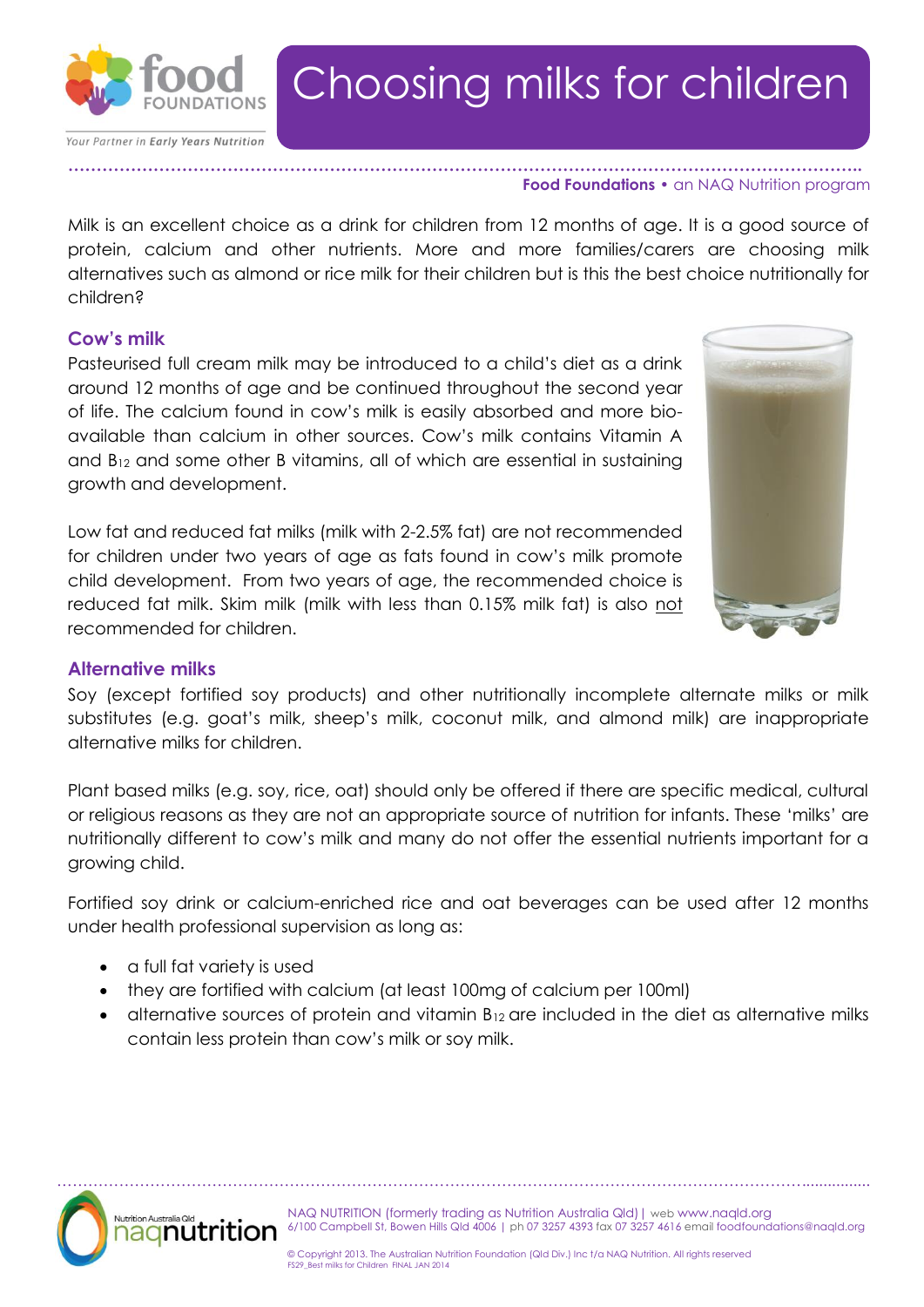# Choosing milks for children

**Food Foundations** • an NAQ Nutrition program

Milk is an excellent choice as a drink for children from 12 months of age. It is a good source of protein, calcium and other nutrients. More and more families/carers are choosing milk alternatives such as almond or rice milk for their children but is this the best choice nutritionally for children?

## Cow's milk

Pasteurised full cream milk may be introduced to a child's diet as a drink around 12 months of age and be continued throughout the second year of life. The calcium found in cow's milk is easily absorbed and more bio-available than calcium in other sources. Cow's milk contains Vitamin A and $B_{12}$ and some other B vitamins, all of which are essential in sustaining growth and development.

Low fat and reduced fat milks (milk with 2-2.5% fat) are not recommended for children under two years of age as fats found in cow's milk promote child development. From two years of age, the recommended choice is reduced fat milk. Skim milk (milk with less than 0.15% milk fat) is also not recommended for children.

## Alternative milks

Soy (except fortified soy products) and other nutritionally incomplete alternate milks or milk substitutes (e.g. goat's milk, sheep's milk, coconut milk, and almond milk) are inappropriate alternative milks for children.

Plant based milks (e.g. soy, rice, oat) should only be offered if there are specific medical, cultural or religious reasons as they are not an appropriate source of nutrition for infants. These 'milks' are nutritionally different to cow's milk and many do not offer the essential nutrients important for a growing child.

Fortified soy drink or calcium-enriched rice and oat beverages can be used after 12 months under health professional supervision as long as:

- a full fat variety is used
- they are fortified with calcium (at least 100mg of calcium per 100ml)
- alternative sources of protein and vitamin $B_{12}$ are included in the diet as alternative milks contain less protein than cow's milk or soy milk.

NAQ NUTRITION (formerly trading as Nutrition Australia Qld) | web www.naqld.org
6/100 Campbell St, Bowen Hills Qld 4006 | ph 07 3257 4393 fax 07 3257 4616 email foodfoundations@naqld.org

© Copyright 2013. The Australian Nutrition Foundation (Qld Div.) Inc t/a NAQ Nutrition. All rights reserved
FS29_Best milks for Children FINAL JAN 2014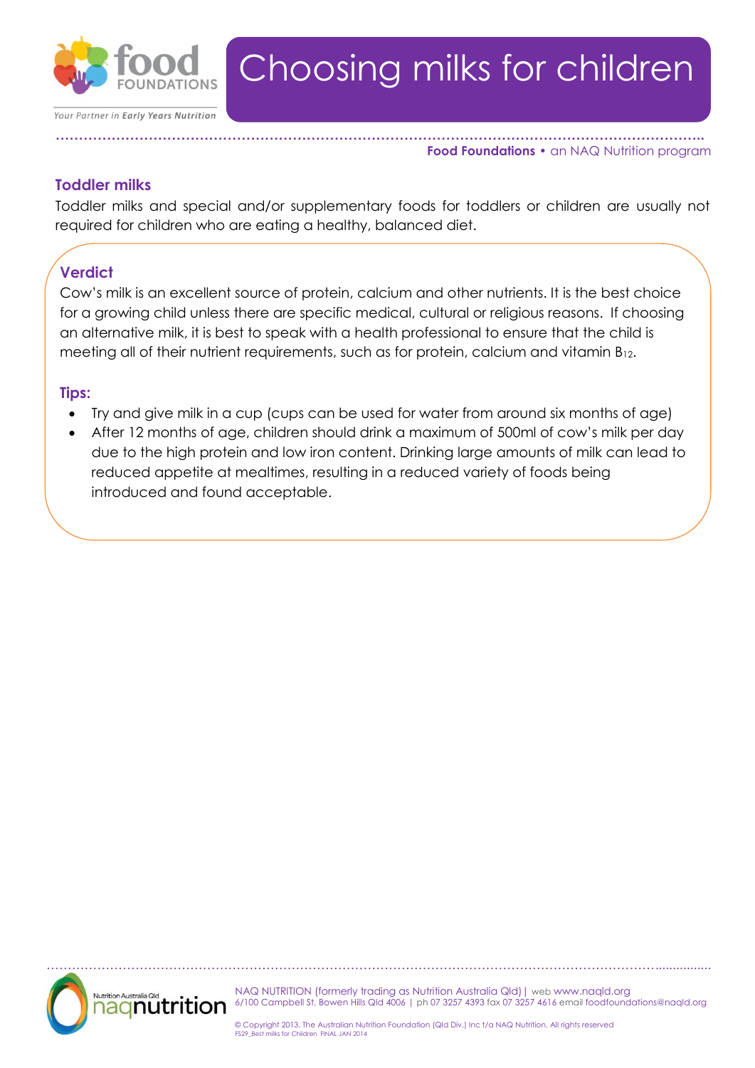## Toddler milks

Toddler milks and special and/or supplementary foods for toddlers or children are usually not required for children who are eating a healthy, balanced diet.

### Verdict

Cow's milk is an excellent source of protein, calcium and other nutrients. It is the best choice for a growing child unless there are specific medical, cultural or religious reasons. If choosing an alternative milk, it is best to speak with a health professional to ensure that the child is meeting all of their nutrient requirements, such as for protein, calcium and vitamin $B_{12}$.

### Tips:

- Try and give milk in a cup (cups can be used for water from around six months of age)
- After 12 months of age, children should drink a maximum of 500ml of cow's milk per day due to the high protein and low iron content. Drinking large amounts of milk can lead to reduced appetite at mealtimes, resulting in a reduced variety of foods being introduced and found acceptable.